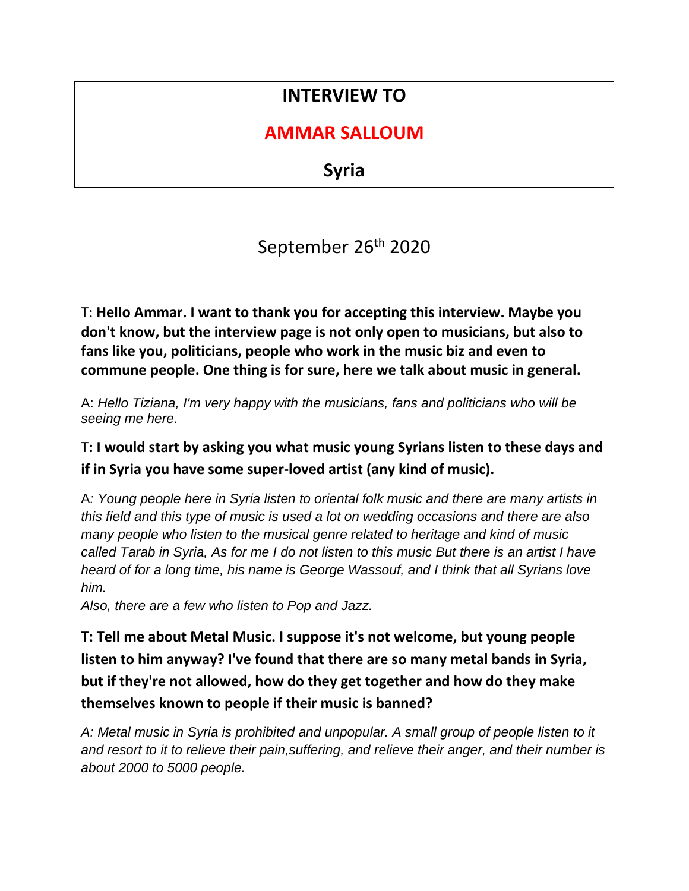# INTERVIEW TO

## AMMAR SALLOUM

## Syria

September 26th 2020

T: **Hello Ammar. I want to thank you for accepting this interview. Maybe you don't know, but the interview page is not only open to musicians, but also to fans like you, politicians, people who work in the music biz and even to commune people. One thing is for sure, here we talk about music in general.**

A: *Hello Tiziana, I'm very happy with the musicians, fans and politicians who will be seeing me here.*

T**: I would start by asking you what music young Syrians listen to these days and if in Syria you have some super-loved artist (any kind of music).**

A*: Young people here in Syria listen to oriental folk music and there are many artists in this field and this type of music is used a lot on wedding occasions and there are also many people who listen to the musical genre related to heritage and kind of music called Tarab in Syria, As for me I do not listen to this music But there is an artist I have heard of for a long time, his name is George Wassouf, and I think that all Syrians love him.*

*Also, there are a few who listen to Pop and Jazz.*

**T: Tell me about Metal Music. I suppose it's not welcome, but young people listen to him anyway? I've found that there are so many metal bands in Syria, but if they're not allowed, how do they get together and how do they make themselves known to people if their music is banned?**

*A: Metal music in Syria is prohibited and unpopular. A small group of people listen to it and resort to it to relieve their pain,suffering, and relieve their anger, and their number is about 2000 to 5000 people.*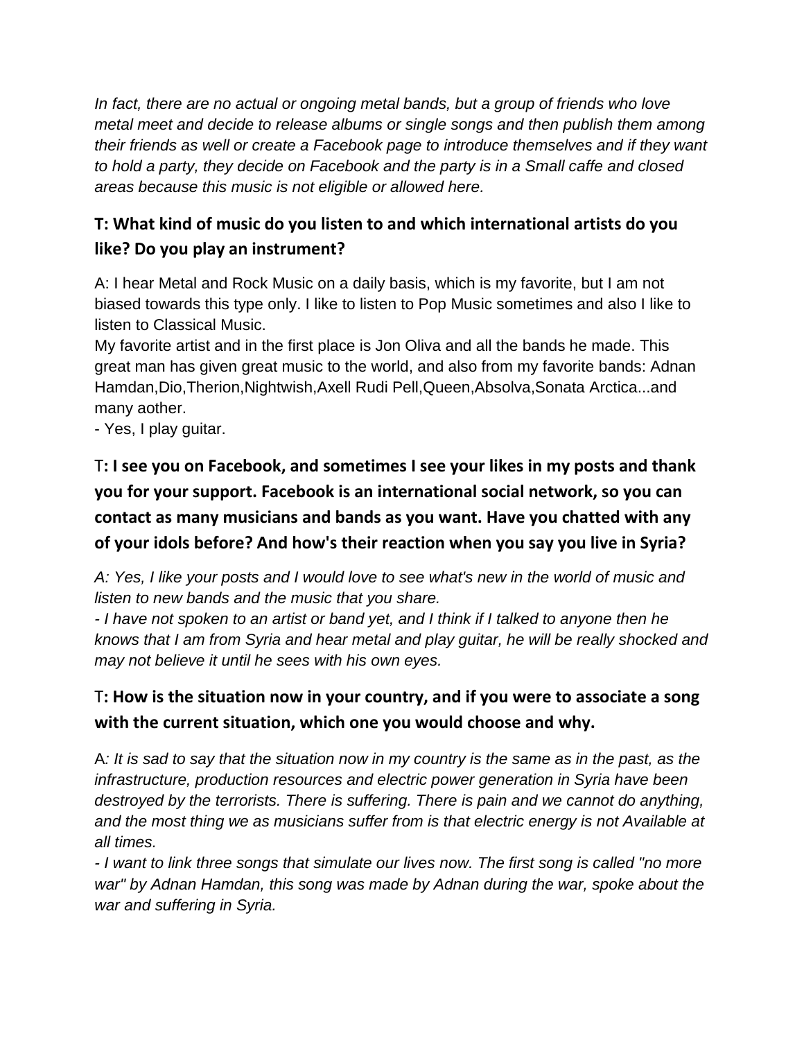*In fact, there are no actual or ongoing metal bands, but a group of friends who love metal meet and decide to release albums or single songs and then publish them among their friends as well or create a Facebook page to introduce themselves and if they want to hold a party, they decide on Facebook and the party is in a Small caffe and closed areas because this music is not eligible or allowed here.*

### T: What kind of music do you listen to and which international artists do you like? Do you play an instrument?

A: I hear Metal and Rock Music on a daily basis, which is my favorite, but I am not biased towards this type only. I like to listen to Pop Music sometimes and also I like to listen to Classical Music.
My favorite artist and in the first place is Jon Oliva and all the bands he made. This great man has given great music to the world, and also from my favorite bands: Adnan Hamdan,Dio,Therion,Nightwish,Axell Rudi Pell,Queen,Absolva,Sonata Arctica...and many aother.
- Yes, I play guitar.

### T: I see you on Facebook, and sometimes I see your likes in my posts and thank you for your support. Facebook is an international social network, so you can contact as many musicians and bands as you want. Have you chatted with any of your idols before? And how's their reaction when you say you live in Syria?

*A: Yes, I like your posts and I would love to see what's new in the world of music and listen to new bands and the music that you share.*
*- I have not spoken to an artist or band yet, and I think if I talked to anyone then he knows that I am from Syria and hear metal and play guitar, he will be really shocked and may not believe it until he sees with his own eyes.*

### T: How is the situation now in your country, and if you were to associate a song with the current situation, which one you would choose and why.

A*: It is sad to say that the situation now in my country is the same as in the past, as the infrastructure, production resources and electric power generation in Syria have been destroyed by the terrorists. There is suffering. There is pain and we cannot do anything, and the most thing we as musicians suffer from is that electric energy is not Available at all times.*
*- I want to link three songs that simulate our lives now. The first song is called "no more war" by Adnan Hamdan, this song was made by Adnan during the war, spoke about the war and suffering in Syria.*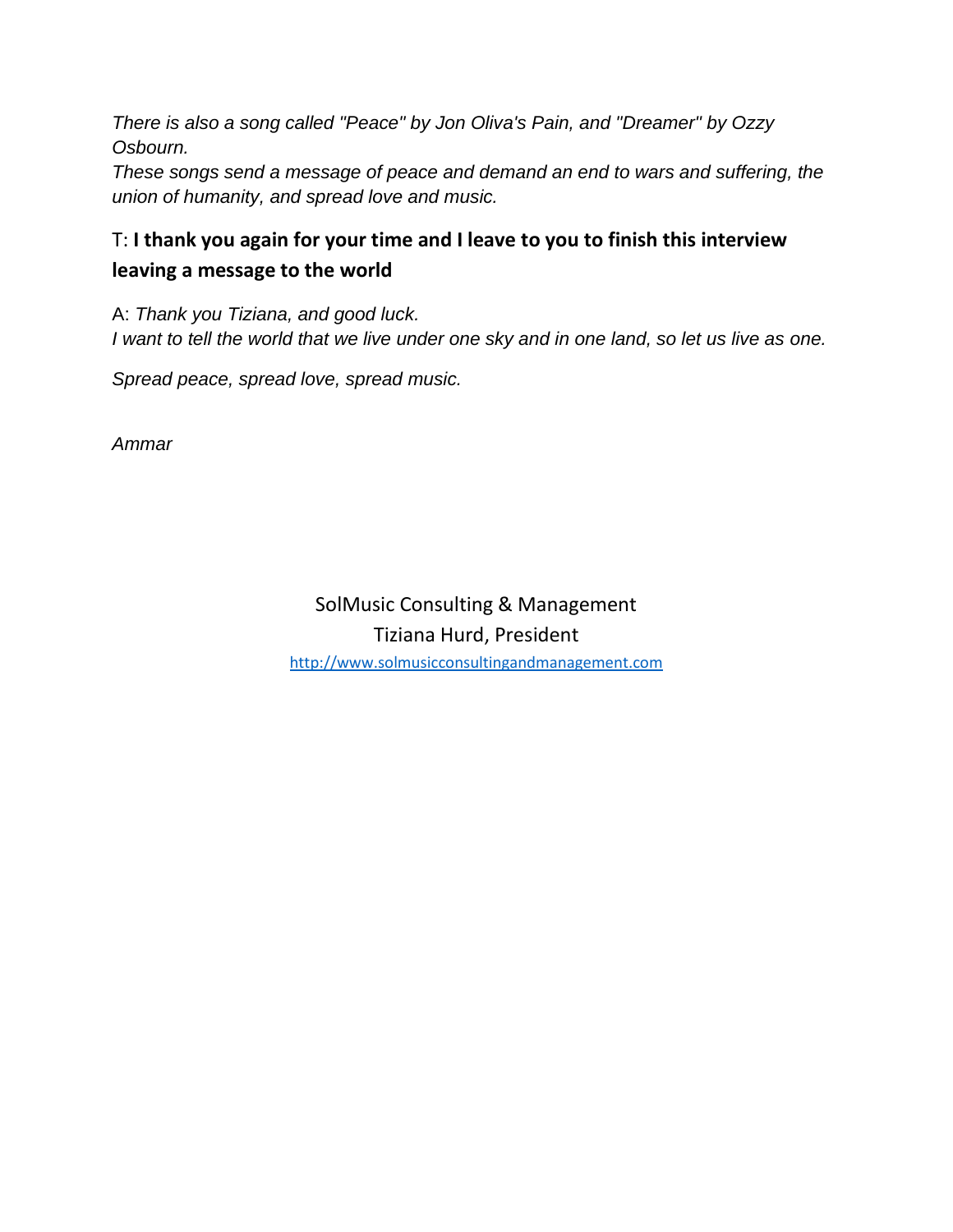*There is also a song called "Peace" by Jon Oliva's Pain, and "Dreamer" by Ozzy Osbourn.*
*These songs send a message of peace and demand an end to wars and suffering, the union of humanity, and spread love and music.*

T: **I thank you again for your time and I leave to you to finish this interview leaving a message to the world**

A: *Thank you Tiziana, and good luck.*
*I want to tell the world that we live under one sky and in one land, so let us live as one.*

*Spread peace, spread love, spread music.*

*Ammar*

SolMusic Consulting & Management
Tiziana Hurd, President
http://www.solmusicconsultingandmanagement.com